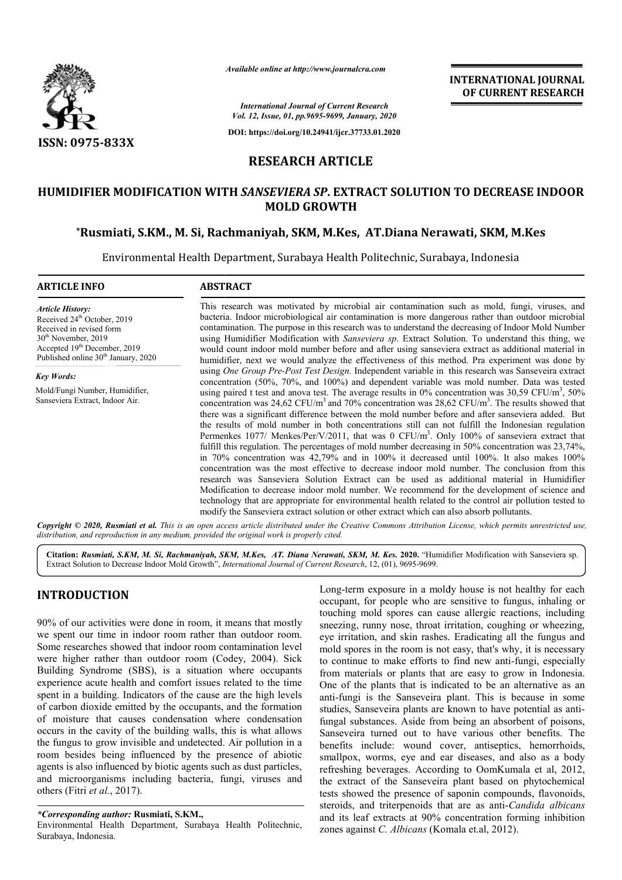*Available online at http://www.journalcra.com*

*International Journal of Current Research*
*Vol. 12, Issue, 01, pp.9695-9699, January, 2020*

**DOI: https://doi.org/10.24941/ijcr.37733.01.2020**

**INTERNATIONAL JOURNAL OF CURRENT RESEARCH**

**ISSN: 0975-833X**

## RESEARCH ARTICLE

# HUMIDIFIER MODIFICATION WITH *SANSEVIERA SP*. EXTRACT SOLUTION TO DECREASE INDOOR MOLD GROWTH

**\*Rusmiati, S.KM., M. Si, Rachmaniyah, SKM, M.Kes, AT.Diana Nerawati, SKM, M.Kes**

Environmental Health Department, Surabaya Health Politechnic, Surabaya, Indonesia

**ARTICLE INFO**

*Article History:*
Received 24th October, 2019
Received in revised form
30th November, 2019
Accepted 19th December, 2019
Published online 30th January, 2020

*Key Words:*
Mold/Fungi Number, Humidifier, Sanseviera Extract, Indoor Air.

**ABSTRACT**

This research was motivated by microbial air contamination such as mold, fungi, viruses, and bacteria. Indoor microbiological air contamination is more dangerous rather than outdoor microbial contamination. The purpose in this research was to understand the decreasing of Indoor Mold Number using Humidifier Modification with *Sanseviera sp*. Extract Solution. To understand this thing, we would count indoor mold number before and after using sanseviera extract as additional material in humidifier, next we would analyze the effectiveness of this method. Pra experiment was done by using *One Group Pre-Post Test Design.* Independent variable in this research was Sanseveira extract concentration (50%, 70%, and 100%) and dependent variable was mold number. Data was tested using paired t test and anova test. The average results in 0% concentration was 30,59 CFU/m$^3$, 50% concentration was 24,62 CFU/m$^3$ and 70% concentration was 28,62 CFU/m$^3$. The results showed that there was a significant difference between the mold number before and after sanseviera added. But the results of mold number in both concentrations still can not fulfill the Indonesian regulation Permenkes 1077/ Menkes/Per/V/2011, that was 0 CFU/m$^3$. Only 100% of sanseviera extract that fulfill this regulation. The percentages of mold number decreasing in 50% concentration was 23,74%, in 70% concentration was 42,79% and in 100% it decreased until 100%. It also makes 100% concentration was the most effective to decrease indoor mold number. The conclusion from this research was Sanseviera Solution Extract can be used as additional material in Humidifier Modification to decrease indoor mold number. We recommend for the development of science and technology that are appropriate for environmental health related to the control air pollution tested to modify the Sanseviera extract solution or other extract which can also absorb pollutants.

*Copyright © 2020, Rusmiati et al. This is an open access article distributed under the Creative Commons Attribution License, which permits unrestricted use, distribution, and reproduction in any medium, provided the original work is properly cited.*

**Citation:** *Rusmiati, S.KM, M. Si, Rachmaniyah, SKM, M.Kes, AT. Diana Nerawati, SKM, M. Kes.* **2020.** "Humidifier Modification with Sanseviera sp. Extract Solution to Decrease Indoor Mold Growth", *International Journal of Current Research*, 12, (01), 9695-9699.

## INTRODUCTION

90% of our activities were done in room, it means that mostly we spent our time in indoor room rather than outdoor room. Some researches showed that indoor room contamination level were higher rather than outdoor room (Codey, 2004). Sick Building Syndrome (SBS), is a situation where occupants experience acute health and comfort issues related to the time spent in a building. Indicators of the cause are the high levels of carbon dioxide emitted by the occupants, and the formation of moisture that causes condensation where condensation occurs in the cavity of the building walls, this is what allows the fungus to grow invisible and undetected. Air pollution in a room besides being influenced by the presence of abiotic agents is also influenced by biotic agents such as dust particles, and microorganisms including bacteria, fungi, viruses and others (Fitri *et al.*, 2017).

Long-term exposure in a moldy house is not healthy for each occupant, for people who are sensitive to fungus, inhaling or touching mold spores can cause allergic reactions, including sneezing, runny nose, throat irritation, coughing or wheezing, eye irritation, and skin rashes. Eradicating all the fungus and mold spores in the room is not easy, that's why, it is necessary to continue to make efforts to find new anti-fungi, especially from materials or plants that are easy to grow in Indonesia. One of the plants that is indicated to be an alternative as an anti-fungi is the Sanseveira plant. This is because in some studies, Sanseveira plants are known to have potential as anti-fungal substances. Aside from being an absorbent of poisons, Sanseveira turned out to have various other benefits. The benefits include: wound cover, antiseptics, hemorrhoids, smallpox, worms, eye and ear diseases, and also as a body refreshing beverages. According to OomKumala et al, 2012, the extract of the Sanseveira plant based on phytochemical tests showed the presence of saponin compounds, flavonoids, steroids, and triterpenoids that are as anti-*Candida albicans* and its leaf extracts at 90% concentration forming inhibition zones against *C. Albicans* (Komala et.al, 2012).

***Corresponding author:*** **Rusmiati, S.KM.,**
Environmental Health Department, Surabaya Health Politechnic, Surabaya, Indonesia.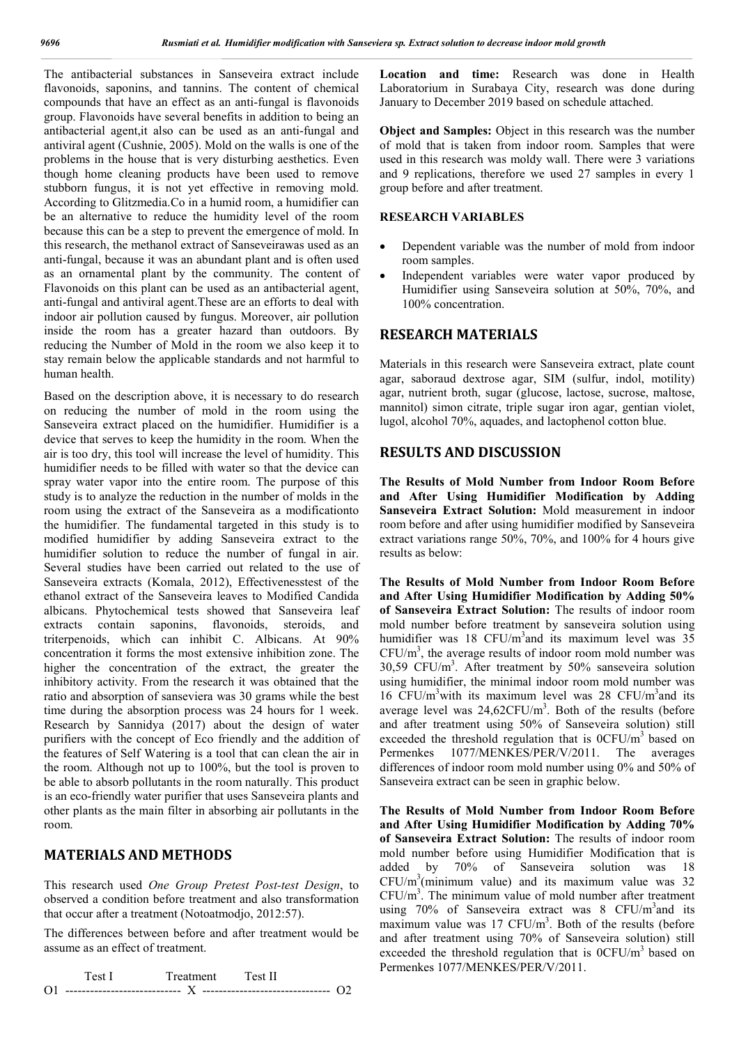The antibacterial substances in Sanseveira extract include flavonoids, saponins, and tannins. The content of chemical compounds that have an effect as an anti-fungal is flavonoids group. Flavonoids have several benefits in addition to being an antibacterial agent,it also can be used as an anti-fungal and antiviral agent (Cushnie, 2005). Mold on the walls is one of the problems in the house that is very disturbing aesthetics. Even though home cleaning products have been used to remove stubborn fungus, it is not yet effective in removing mold. According to Glitzmedia.Co in a humid room, a humidifier can be an alternative to reduce the humidity level of the room because this can be a step to prevent the emergence of mold. In this research, the methanol extract of Sanseveirawas used as an anti-fungal, because it was an abundant plant and is often used as an ornamental plant by the community. The content of Flavonoids on this plant can be used as an antibacterial agent, anti-fungal and antiviral agent.These are an efforts to deal with indoor air pollution caused by fungus. Moreover, air pollution inside the room has a greater hazard than outdoors. By reducing the Number of Mold in the room we also keep it to stay remain below the applicable standards and not harmful to human health.

Based on the description above, it is necessary to do research on reducing the number of mold in the room using the Sanseveira extract placed on the humidifier. Humidifier is a device that serves to keep the humidity in the room. When the air is too dry, this tool will increase the level of humidity. This humidifier needs to be filled with water so that the device can spray water vapor into the entire room. The purpose of this study is to analyze the reduction in the number of molds in the room using the extract of the Sanseveira as a modificationto the humidifier. The fundamental targeted in this study is to modified humidifier by adding Sanseveira extract to the humidifier solution to reduce the number of fungal in air. Several studies have been carried out related to the use of Sanseveira extracts (Komala, 2012), Effectivenesstest of the ethanol extract of the Sanseveira leaves to Modified Candida albicans. Phytochemical tests showed that Sanseveira leaf extracts contain saponins, flavonoids, steroids, and triterpenoids, which can inhibit C. Albicans. At 90% concentration it forms the most extensive inhibition zone. The higher the concentration of the extract, the greater the inhibitory activity. From the research it was obtained that the ratio and absorption of sanseviera was 30 grams while the best time during the absorption process was 24 hours for 1 week. Research by Sannidya (2017) about the design of water purifiers with the concept of Eco friendly and the addition of the features of Self Watering is a tool that can clean the air in the room. Although not up to 100%, but the tool is proven to be able to absorb pollutants in the room naturally. This product is an eco-friendly water purifier that uses Sanseveira plants and other plants as the main filter in absorbing air pollutants in the room.

## MATERIALS AND METHODS

This research used *One Group Pretest Post-test Design*, to observed a condition before treatment and also transformation that occur after a treatment (Notoatmodjo, 2012:57).

The differences between before and after treatment would be assume as an effect of treatment.

```
    Test I          Treatment      Test II
O1 ---------------------------- X ------------------------------- O2
```

**Location and time:** Research was done in Health Laboratorium in Surabaya City, research was done during January to December 2019 based on schedule attached.

**Object and Samples:** Object in this research was the number of mold that is taken from indoor room. Samples that were used in this research was moldy wall. There were 3 variations and 9 replications, therefore we used 27 samples in every 1 group before and after treatment.

### RESEARCH VARIABLES

- Dependent variable was the number of mold from indoor room samples.
- Independent variables were water vapor produced by Humidifier using Sanseveira solution at 50%, 70%, and 100% concentration.

## RESEARCH MATERIALS

Materials in this research were Sanseveira extract, plate count agar, saborаud dextrose agar, SIM (sulfur, indol, motility) agar, nutrient broth, sugar (glucose, lactose, sucrose, maltose, mannitol) simon citrate, triple sugar iron agar, gentian violet, lugol, alcohol 70%, aquades, and lactophenol cotton blue.

## RESULTS AND DISCUSSION

**The Results of Mold Number from Indoor Room Before and After Using Humidifier Modification by Adding Sanseveira Extract Solution:** Mold measurement in indoor room before and after using humidifier modified by Sanseveira extract variations range 50%, 70%, and 100% for 4 hours give results as below:

**The Results of Mold Number from Indoor Room Before and After Using Humidifier Modification by Adding 50% of Sanseveira Extract Solution:** The results of indoor room mold number before treatment by sanseveira solution using humidifier was 18 $CFU/m^3$and its maximum level was 35 $CFU/m^3$, the average results of indoor room mold number was 30,59 $CFU/m^3$. After treatment by 50% sanseveira solution using humidifier, the minimal indoor room mold number was 16 $CFU/m^3$with its maximum level was 28 $CFU/m^3$and its average level was 24,62$CFU/m^3$. Both of the results (before and after treatment using 50% of Sanseveira solution) still exceeded the threshold regulation that is 0$CFU/m^3$ based on Permenkes 1077/MENKES/PER/V/2011. The averages differences of indoor room mold number using 0% and 50% of Sanseveira extract can be seen in graphic below.

**The Results of Mold Number from Indoor Room Before and After Using Humidifier Modification by Adding 70% of Sanseveira Extract Solution:** The results of indoor room mold number before using Humidifier Modification that is added by 70% of Sanseveira solution was 18 $CFU/m^3$(minimum value) and its maximum value was 32 $CFU/m^3$. The minimum value of mold number after treatment using 70% of Sanseveira extract was 8 $CFU/m^3$and its maximum value was 17 $CFU/m^3$. Both of the results (before and after treatment using 70% of Sanseveira solution) still exceeded the threshold regulation that is 0$CFU/m^3$ based on Permenkes 1077/MENKES/PER/V/2011.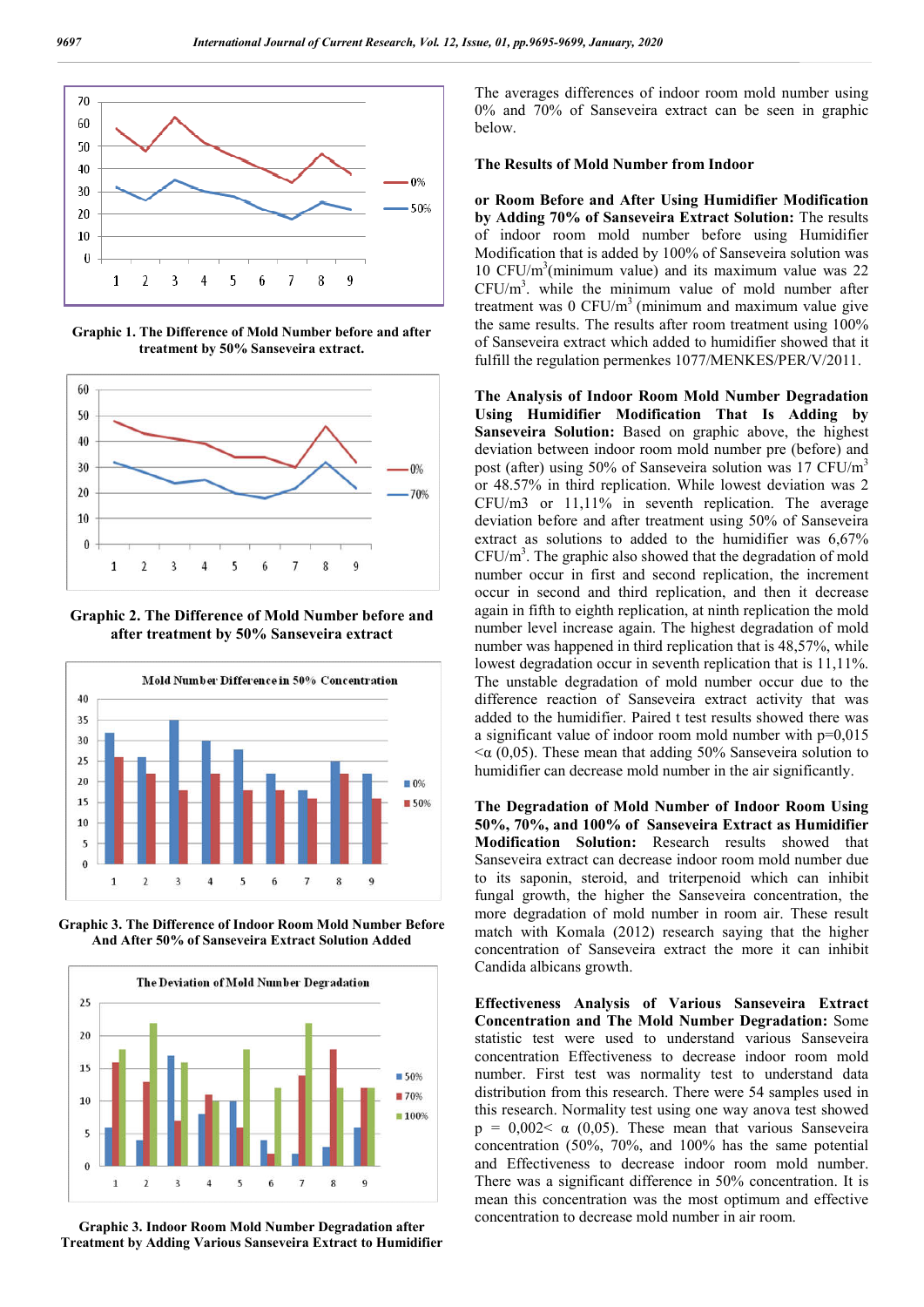Graphic 1. The Difference of Mold Number before and after treatment by 50% Sanseveira extract.

Graphic 2. The Difference of Mold Number before and after treatment by 50% Sanseveira extract

Graphic 3. The Difference of Indoor Room Mold Number Before And After 50% of Sanseveira Extract Solution Added

Graphic 3. Indoor Room Mold Number Degradation after Treatment by Adding Various Sanseveira Extract to Humidifier

The averages differences of indoor room mold number using 0% and 70% of Sanseveira extract can be seen in graphic below.

**The Results of Mold Number from Indoor**

**or Room Before and After Using Humidifier Modification by Adding 70% of Sanseveira Extract Solution:** The results of indoor room mold number before using Humidifier Modification that is added by 100% of Sanseveira solution was 10 CFU/m$^3$(minimum value) and its maximum value was 22 CFU/m$^3$. while the minimum value of mold number after treatment was 0 CFU/m$^3$ (minimum and maximum value give the same results. The results after room treatment using 100% of Sanseveira extract which added to humidifier showed that it fulfill the regulation permenkes 1077/MENKES/PER/V/2011.

**The Analysis of Indoor Room Mold Number Degradation Using Humidifier Modification That Is Adding by Sanseveira Solution:** Based on graphic above, the highest deviation between indoor room mold number pre (before) and post (after) using 50% of Sanseveira solution was 17 CFU/m$^3$ or 48.57% in third replication. While lowest deviation was 2 CFU/m3 or 11,11% in seventh replication. The average deviation before and after treatment using 50% of Sanseveira extract as solutions to added to the humidifier was 6,67% CFU/m$^3$. The graphic also showed that the degradation of mold number occur in first and second replication, the increment occur in second and third replication, and then it decrease again in fifth to eighth replication, at ninth replication the mold number level increase again. The highest degradation of mold number was happened in third replication that is 48,57%, while lowest degradation occur in seventh replication that is 11,11%. The unstable degradation of mold number occur due to the difference reaction of Sanseveira extract activity that was added to the humidifier. Paired t test results showed there was a significant value of indoor room mold number with p=0,015 <α (0,05). These mean that adding 50% Sanseveira solution to humidifier can decrease mold number in the air significantly.

**The Degradation of Mold Number of Indoor Room Using 50%, 70%, and 100% of Sanseveira Extract as Humidifier Modification Solution:** Research results showed that Sanseveira extract can decrease indoor room mold number due to its saponin, steroid, and triterpenoid which can inhibit fungal growth, the higher the Sanseveira concentration, the more degradation of mold number in room air. These result match with Komala (2012) research saying that the higher concentration of Sanseveira extract the more it can inhibit Candida albicans growth.

**Effectiveness Analysis of Various Sanseveira Extract Concentration and The Mold Number Degradation:** Some statistic test were used to understand various Sanseveira concentration Effectiveness to decrease indoor room mold number. First test was normality test to understand data distribution from this research. There were 54 samples used in this research. Normality test using one way anova test showed p = 0,002< α (0,05). These mean that various Sanseveira concentration (50%, 70%, and 100% has the same potential and Effectiveness to decrease indoor room mold number. There was a significant difference in 50% concentration. It is mean this concentration was the most optimum and effective concentration to decrease mold number in air room.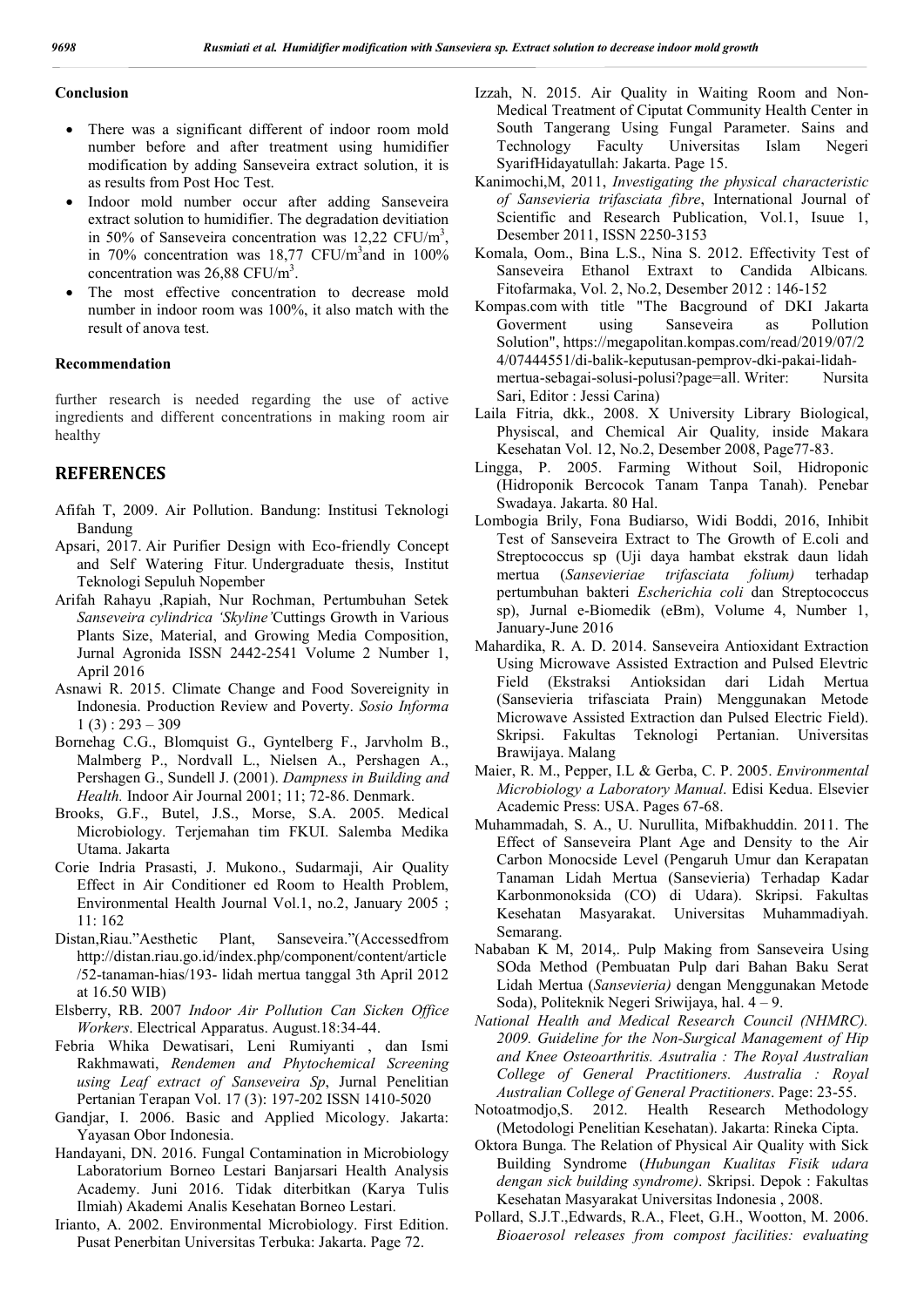### Conclusion

- There was a significant different of indoor room mold number before and after treatment using humidifier modification by adding Sanseveira extract solution, it is as results from Post Hoc Test.
- Indoor mold number occur after adding Sanseveira extract solution to humidifier. The degradation devitiation in 50% of Sanseveira concentration was 12,22 CFU/m$^3$, in 70% concentration was 18,77 CFU/m$^3$and in 100% concentration was 26,88 CFU/m$^3$.
- The most effective concentration to decrease mold number in indoor room was 100%, it also match with the result of anova test.

### Recommendation

further research is needed regarding the use of active ingredients and different concentrations in making room air healthy

## REFERENCES

Afifah T, 2009. Air Pollution. Bandung: Institusi Teknologi Bandung

Apsari, 2017. Air Purifier Design with Eco-friendly Concept and Self Watering Fitur. Undergraduate thesis, Institut Teknologi Sepuluh Nopember

Arifah Rahayu ,Rapiah, Nur Rochman, Pertumbuhan Setek *Sanseveira cylindrica 'Skyline'*Cuttings Growth in Various Plants Size, Material, and Growing Media Composition, Jurnal Agronida ISSN 2442-2541 Volume 2 Number 1, April 2016

Asnawi R. 2015. Climate Change and Food Sovereignity in Indonesia. Production Review and Poverty. *Sosio Informa* 1 (3) : 293 – 309

Bornehag C.G., Blomquist G., Gyntelberg F., Jarvholm B., Malmberg P., Nordvall L., Nielsen A., Pershagen A., Pershagen G., Sundell J. (2001). *Dampness in Building and Health.* Indoor Air Journal 2001; 11; 72-86. Denmark.

Brooks, G.F., Butel, J.S., Morse, S.A. 2005. Medical Microbiology. Terjemahan tim FKUI. Salemba Medika Utama. Jakarta

Corie Indria Prasasti, J. Mukono., Sudarmaji, Air Quality Effect in Air Conditioner ed Room to Health Problem, Environmental Health Journal Vol.1, no.2, January 2005 ; 11: 162

Distan,Riau."Aesthetic Plant, Sanseveira."(Accessedfrom http://distan.riau.go.id/index.php/component/content/article /52-tanaman-hias/193- lidah mertua tanggal 3th April 2012 at 16.50 WIB)

Elsberry, RB. 2007 *Indoor Air Pollution Can Sicken Office Workers*. Electrical Apparatus. August.18:34-44.

Febria Whika Dewatisari, Leni Rumiyanti , dan Ismi Rakhmawati, *Rendemen and Phytochemical Screening using Leaf extract of Sanseveira Sp*, Jurnal Penelitian Pertanian Terapan Vol. 17 (3): 197-202 ISSN 1410-5020

Gandjar, I. 2006. Basic and Applied Micology. Jakarta: Yayasan Obor Indonesia.

Handayani, DN. 2016. Fungal Contamination in Microbiology Laboratorium Borneo Lestari Banjarsari Health Analysis Academy. Juni 2016. Tidak diterbitkan (Karya Tulis Ilmiah) Akademi Analis Kesehatan Borneo Lestari.

Irianto, A. 2002. Environmental Microbiology. First Edition. Pusat Penerbitan Universitas Terbuka: Jakarta. Page 72.

Izzah, N. 2015. Air Quality in Waiting Room and Non-Medical Treatment of Ciputat Community Health Center in South Tangerang Using Fungal Parameter. Sains and Technology Faculty Universitas Islam Negeri SyarifHidayatullah: Jakarta. Page 15.

Kanimochi,M, 2011, *Investigating the physical characteristic of Sansevieria trifasciata fibre*, International Journal of Scientific and Research Publication, Vol.1, Isuue 1, Desember 2011, ISSN 2250-3153

Komala, Oom., Bina L.S., Nina S. 2012. Effectivity Test of Sanseveira Ethanol Extraxt to Candida Albicans*.* Fitofarmaka, Vol. 2, No.2, Desember 2012 : 146-152

Kompas.com with title "The Bacground of DKI Jakarta Goverment using Sanseveira as Pollution Solution", https://megapolitan.kompas.com/read/2019/07/24/07444551/di-balik-keputusan-pemprov-dki-pakai-lidah-mertua-sebagai-solusi-polusi?page=all. Writer: Nursita Sari, Editor : Jessi Carina)

Laila Fitria, dkk., 2008. X University Library Biological, Physiscal, and Chemical Air Quality*,* inside Makara Kesehatan Vol. 12, No.2, Desember 2008, Page77-83.

Lingga, P. 2005. Farming Without Soil, Hidroponic (Hidroponik Bercocok Tanam Tanpa Tanah). Penebar Swadaya. Jakarta. 80 Hal.

Lombogia Brily, Fona Budiarso, Widi Boddi, 2016, Inhibit Test of Sanseveira Extract to The Growth of E.coli and Streptococcus sp (Uji daya hambat ekstrak daun lidah mertua (*Sansevieriae trifasciata folium)* terhadap pertumbuhan bakteri *Escherichia coli* dan Streptococcus sp), Jurnal e-Biomedik (eBm), Volume 4, Number 1, January-June 2016

Mahardika, R. A. D. 2014. Sanseveira Antioxidant Extraction Using Microwave Assisted Extraction and Pulsed Elevtric Field (Ekstraksi Antioksidan dari Lidah Mertua (Sansevieria trifasciata Prain) Menggunakan Metode Microwave Assisted Extraction dan Pulsed Electric Field). Skripsi. Fakultas Teknologi Pertanian. Universitas Brawijaya. Malang

Maier, R. M., Pepper, I.L & Gerba, C. P. 2005. *Environmental Microbiology a Laboratory Manual*. Edisi Kedua. Elsevier Academic Press: USA. Pages 67-68.

Muhammadah, S. A., U. Nurullita, Mifbakhuddin. 2011. The Effect of Sanseveira Plant Age and Density to the Air Carbon Monocside Level (Pengaruh Umur dan Kerapatan Tanaman Lidah Mertua (Sansevieria) Terhadap Kadar Karbonmonoksida (CO) di Udara). Skripsi. Fakultas Kesehatan Masyarakat. Universitas Muhammadiyah. Semarang.

Nababan K M, 2014,. Pulp Making from Sanseveira Using SOda Method (Pembuatan Pulp dari Bahan Baku Serat Lidah Mertua (*Sansevieria)* dengan Menggunakan Metode Soda), Politeknik Negeri Sriwijaya, hal. 4 – 9.

*National Health and Medical Research Council (NHMRC). 2009. Guideline for the Non-Surgical Management of Hip and Knee Osteoarthritis. Asutralia : The Royal Australian College of General Practitioners. Australia : Royal Australian College of General Practitioners*. Page: 23-55.

Notoatmodjo,S. 2012. Health Research Methodology (Metodologi Penelitian Kesehatan). Jakarta: Rineka Cipta.

Oktora Bunga. The Relation of Physical Air Quality with Sick Building Syndrome (*Hubungan Kualitas Fisik udara dengan sick building syndrome)*. Skripsi. Depok : Fakultas Kesehatan Masyarakat Universitas Indonesia , 2008.

Pollard, S.J.T.,Edwards, R.A., Fleet, G.H., Wootton, M. 2006. *Bioaerosol releases from compost facilities: evaluating*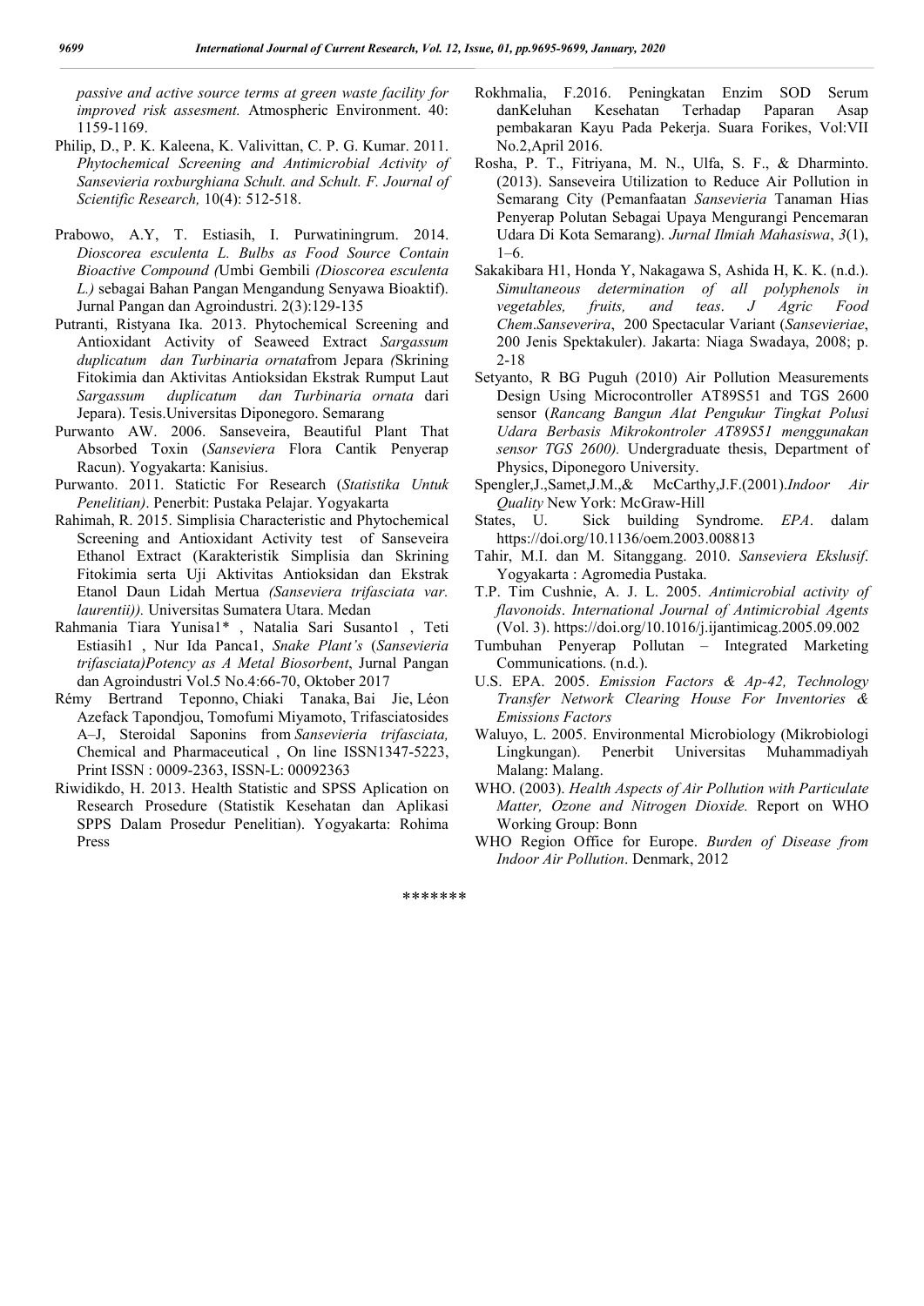passive and active source terms at green waste facility for improved risk assesment. Atmospheric Environment. 40: 1159-1169.

Philip, D., P. K. Kaleena, K. Valivittan, C. P. G. Kumar. 2011. *Phytochemical Screening and Antimicrobial Activity of Sansevieria roxburghiana Schult. and Schult. F. Journal of Scientific Research,* 10(4): 512-518.

Prabowo, A.Y, T. Estiasih, I. Purwatiningrum. 2014. *Dioscorea esculenta L. Bulbs as Food Source Contain Bioactive Compound (*Umbi Gembili *(Dioscorea esculenta L.)* sebagai Bahan Pangan Mengandung Senyawa Bioaktif). Jurnal Pangan dan Agroindustri. 2(3):129-135

Putranti, Ristyana Ika. 2013. Phytochemical Screening and Antioxidant Activity of Seaweed Extract *Sargassum duplicatum dan Turbinaria ornata*from Jepara *(*Skrining Fitokimia dan Aktivitas Antioksidan Ekstrak Rumput Laut *Sargassum duplicatum dan Turbinaria ornata* dari Jepara). Tesis.Universitas Diponegoro. Semarang

Purwanto AW. 2006. Sanseveira, Beautiful Plant That Absorbed Toxin (*Sanseviera* Flora Cantik Penyerap Racun). Yogyakarta: Kanisius.

Purwanto. 2011. Statictic For Research (*Statistika Untuk Penelitian)*. Penerbit: Pustaka Pelajar. Yogyakarta

Rahimah, R. 2015. Simplisia Characteristic and Phytochemical Screening and Antioxidant Activity test of Sanseveira Ethanol Extract (Karakteristik Simplisia dan Skrining Fitokimia serta Uji Aktivitas Antioksidan dan Ekstrak Etanol Daun Lidah Mertua *(Sanseviera trifasciata var. laurentii)).* Universitas Sumatera Utara. Medan

Rahmania Tiara Yunisa1* , Natalia Sari Susanto1 , Teti Estiasih1 , Nur Ida Panca1, *Snake Plant's* (*Sansevieria trifasciata)Potency as A Metal Biosorbent*, Jurnal Pangan dan Agroindustri Vol.5 No.4:66-70, Oktober 2017

Rémy Bertrand Teponno, Chiaki Tanaka, Bai Jie, Léon Azefack Tapondjou, Tomofumi Miyamoto, Trifasciatosides A–J, Steroidal Saponins from *Sansevieria trifasciata,* Chemical and Pharmaceutical , On line ISSN1347-5223, Print ISSN : 0009-2363, ISSN-L: 00092363

Riwidikdo, H. 2013. Health Statistic and SPSS Aplication on Research Prosedure (Statistik Kesehatan dan Aplikasi SPPS Dalam Prosedur Penelitian). Yogyakarta: Rohima Press

Rokhmalia, F.2016. Peningkatan Enzim SOD Serum danKeluhan Kesehatan Terhadap Paparan Asap pembakaran Kayu Pada Pekerja. Suara Forikes, Vol:VII No.2,April 2016.

Rosha, P. T., Fitriyana, M. N., Ulfa, S. F., & Dharminto. (2013). Sanseveira Utilization to Reduce Air Pollution in Semarang City (Pemanfaatan *Sansevieria* Tanaman Hias Penyerap Polutan Sebagai Upaya Mengurangi Pencemaran Udara Di Kota Semarang). *Jurnal Ilmiah Mahasiswa*, *3*(1), 1–6.

Sakakibara H1, Honda Y, Nakagawa S, Ashida H, K. K. (n.d.). *Simultaneous determination of all polyphenols in vegetables, fruits, and teas*. *J Agric Food Chem*.*Sanseverira*, 200 Spectacular Variant (*Sansevieriae*, 200 Jenis Spektakuler). Jakarta: Niaga Swadaya, 2008; p. 2-18

Setyanto, R BG Puguh (2010) Air Pollution Measurements Design Using Microcontroller AT89S51 and TGS 2600 sensor (*Rancang Bangun Alat Pengukur Tingkat Polusi Udara Berbasis Mikrokontroler AT89S51 menggunakan sensor TGS 2600).* Undergraduate thesis, Department of Physics, Diponegoro University.

Spengler,J.,Samet,J.M.,& McCarthy,J.F.(2001).*Indoor Air Quality* New York: McGraw-Hill

States, U. Sick building Syndrome. *EPA*. dalam https://doi.org/10.1136/oem.2003.008813

Tahir, M.I. dan M. Sitanggang. 2010. *Sanseviera Ekslusif*. Yogyakarta : Agromedia Pustaka.

T.P. Tim Cushnie, A. J. L. 2005. *Antimicrobial activity of flavonoids*. *International Journal of Antimicrobial Agents* (Vol. 3). https://doi.org/10.1016/j.ijantimicag.2005.09.002

Tumbuhan Penyerap Pollutan – Integrated Marketing Communications. (n.d.).

U.S. EPA. 2005. *Emission Factors & Ap-42, Technology Transfer Network Clearing House For Inventories & Emissions Factors*

Waluyo, L. 2005. Environmental Microbiology (Mikrobiologi Lingkungan). Penerbit Universitas Muhammadiyah Malang: Malang.

WHO. (2003). *Health Aspects of Air Pollution with Particulate Matter, Ozone and Nitrogen Dioxide.* Report on WHO Working Group: Bonn

WHO Region Office for Europe. *Burden of Disease from Indoor Air Pollution*. Denmark, 2012

*******